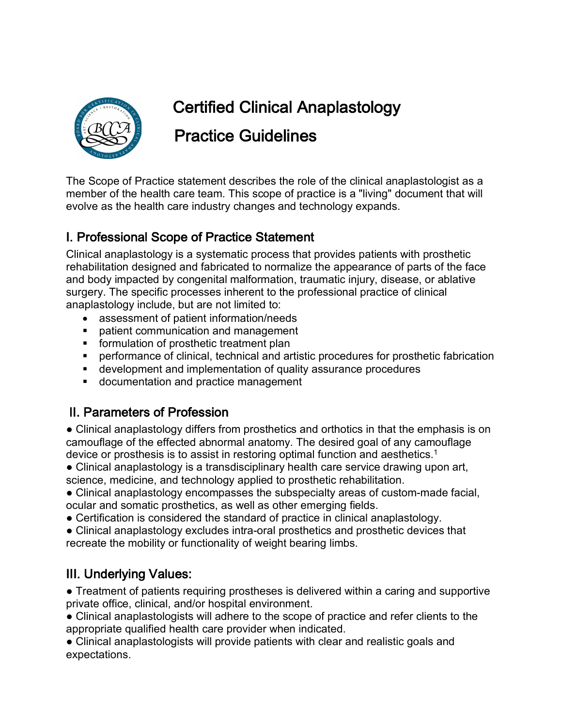# Certified Clinical Anaplastology Practice Guidelines

The Scope of Practice statement describes the role of the clinical anaplastologist as a member of the health care team. This scope of practice is a "living" document that will evolve as the health care industry changes and technology expands.

## I. Professional Scope of Practice Statement

Clinical anaplastology is a systematic process that provides patients with prosthetic rehabilitation designed and fabricated to normalize the appearance of parts of the face and body impacted by congenital malformation, traumatic injury, disease, or ablative surgery. The specific processes inherent to the professional practice of clinical anaplastology include, but are not limited to:

- assessment of patient information/needs
- patient communication and management
- formulation of prosthetic treatment plan
- performance of clinical, technical and artistic procedures for prosthetic fabrication
- development and implementation of quality assurance procedures
- documentation and practice management

## II. Parameters of Profession

- Clinical anaplastology differs from prosthetics and orthotics in that the emphasis is on camouflage of the effected abnormal anatomy. The desired goal of any camouflage device or prosthesis is to assist in restoring optimal function and aesthetics.[1]
- Clinical anaplastology is a transdisciplinary health care service drawing upon art, science, medicine, and technology applied to prosthetic rehabilitation.
- Clinical anaplastology encompasses the subspecialty areas of custom-made facial, ocular and somatic prosthetics, as well as other emerging fields.
- Certification is considered the standard of practice in clinical anaplastology.
- Clinical anaplastology excludes intra-oral prosthetics and prosthetic devices that recreate the mobility or functionality of weight bearing limbs.

## III. Underlying Values:

- Treatment of patients requiring prostheses is delivered within a caring and supportive private office, clinical, and/or hospital environment.
- Clinical anaplastologists will adhere to the scope of practice and refer clients to the appropriate qualified health care provider when indicated.
- Clinical anaplastologists will provide patients with clear and realistic goals and expectations.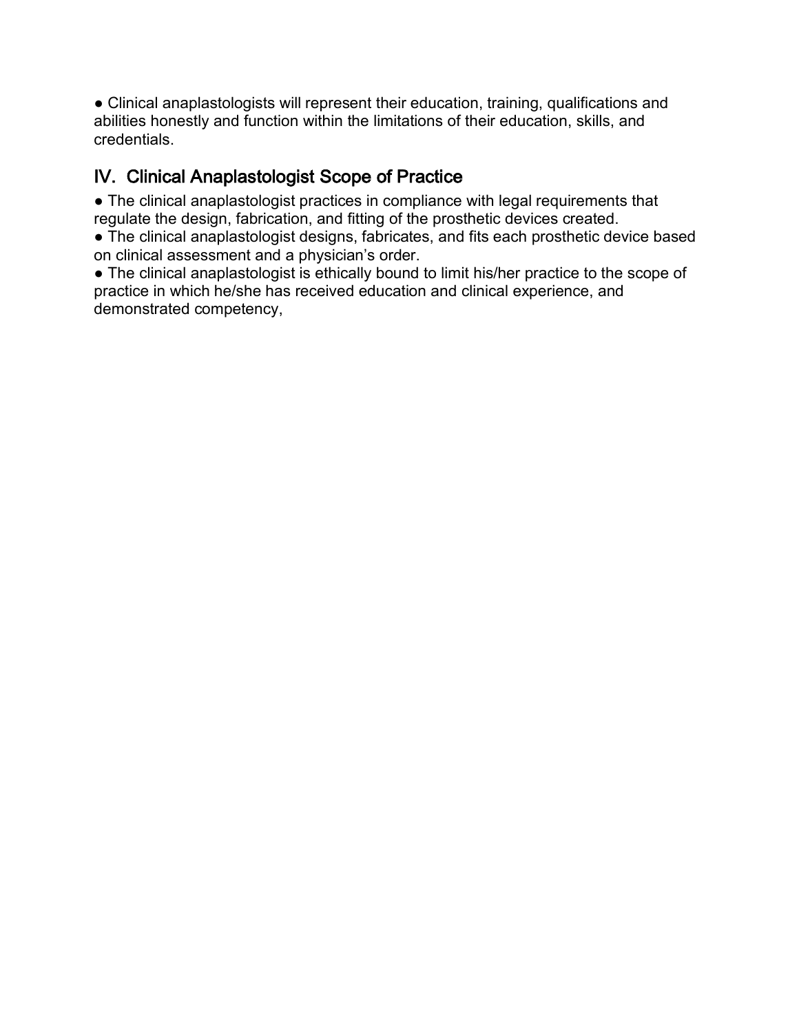● Clinical anaplastologists will represent their education, training, qualifications and abilities honestly and function within the limitations of their education, skills, and credentials.

## IV. Clinical Anaplastologist Scope of Practice

● The clinical anaplastologist practices in compliance with legal requirements that regulate the design, fabrication, and fitting of the prosthetic devices created.
● The clinical anaplastologist designs, fabricates, and fits each prosthetic device based on clinical assessment and a physician's order.
● The clinical anaplastologist is ethically bound to limit his/her practice to the scope of practice in which he/she has received education and clinical experience, and demonstrated competency,